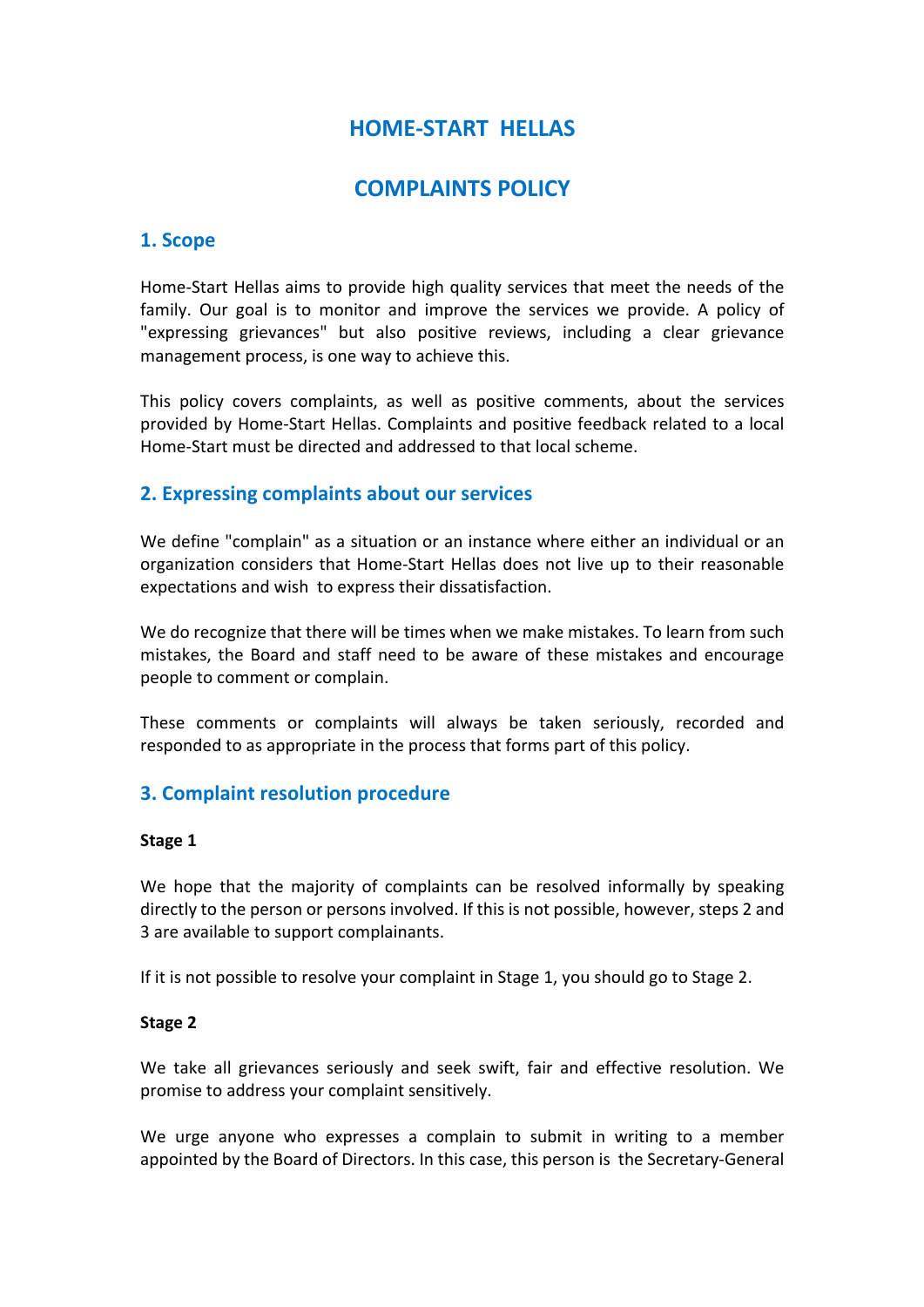# HOME-START HELLAS

# COMPLAINTS POLICY

## 1. Scope

Home-Start Hellas aims to provide high quality services that meet the needs of the family. Our goal is to monitor and improve the services we provide. A policy of "expressing grievances" but also positive reviews, including a clear grievance management process, is one way to achieve this.

This policy covers complaints, as well as positive comments, about the services provided by Home-Start Hellas. Complaints and positive feedback related to a local Home-Start must be directed and addressed to that local scheme.

## 2. Expressing complaints about our services

We define "complain" as a situation or an instance where either an individual or an organization considers that Home-Start Hellas does not live up to their reasonable expectations and wish to express their dissatisfaction.

We do recognize that there will be times when we make mistakes. To learn from such mistakes, the Board and staff need to be aware of these mistakes and encourage people to comment or complain.

These comments or complaints will always be taken seriously, recorded and responded to as appropriate in the process that forms part of this policy.

## 3. Complaint resolution procedure

**Stage 1**

We hope that the majority of complaints can be resolved informally by speaking directly to the person or persons involved. If this is not possible, however, steps 2 and 3 are available to support complainants.

If it is not possible to resolve your complaint in Stage 1, you should go to Stage 2.

**Stage 2**

We take all grievances seriously and seek swift, fair and effective resolution. We promise to address your complaint sensitively.

We urge anyone who expresses a complain to submit in writing to a member appointed by the Board of Directors. In this case, this person is the Secretary-General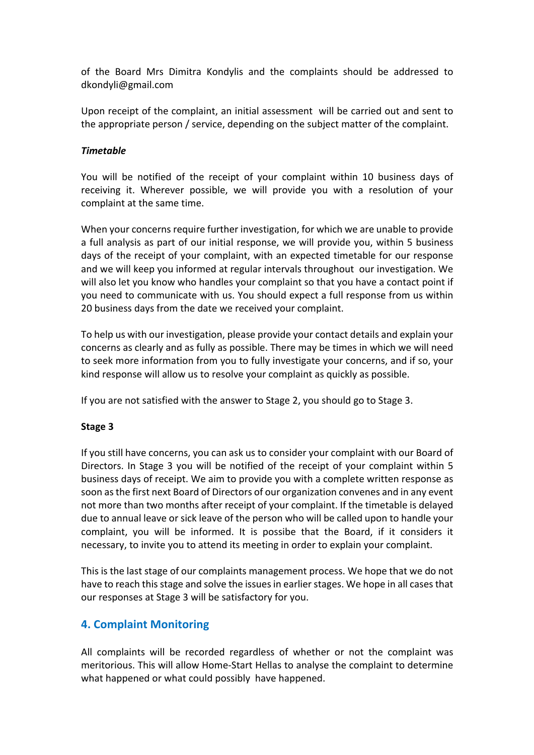of the Board Mrs Dimitra Kondylis and the complaints should be addressed to dkondyli@gmail.com

Upon receipt of the complaint, an initial assessment will be carried out and sent to the appropriate person / service, depending on the subject matter of the complaint.

***Timetable***

You will be notified of the receipt of your complaint within 10 business days of receiving it. Wherever possible, we will provide you with a resolution of your complaint at the same time.

When your concerns require further investigation, for which we are unable to provide a full analysis as part of our initial response, we will provide you, within 5 business days of the receipt of your complaint, with an expected timetable for our response and we will keep you informed at regular intervals throughout our investigation. We will also let you know who handles your complaint so that you have a contact point if you need to communicate with us. You should expect a full response from us within 20 business days from the date we received your complaint.

To help us with our investigation, please provide your contact details and explain your concerns as clearly and as fully as possible. There may be times in which we will need to seek more information from you to fully investigate your concerns, and if so, your kind response will allow us to resolve your complaint as quickly as possible.

If you are not satisfied with the answer to Stage 2, you should go to Stage 3.

**Stage 3**

If you still have concerns, you can ask us to consider your complaint with our Board of Directors. In Stage 3 you will be notified of the receipt of your complaint within 5 business days of receipt. We aim to provide you with a complete written response as soon as the first next Board of Directors of our organization convenes and in any event not more than two months after receipt of your complaint. If the timetable is delayed due to annual leave or sick leave of the person who will be called upon to handle your complaint, you will be informed. It is possibe that the Board, if it considers it necessary, to invite you to attend its meeting in order to explain your complaint.

This is the last stage of our complaints management process. We hope that we do not have to reach this stage and solve the issues in earlier stages. We hope in all cases that our responses at Stage 3 will be satisfactory for you.

## 4. Complaint Monitoring

All complaints will be recorded regardless of whether or not the complaint was meritorious. This will allow Home-Start Hellas to analyse the complaint to determine what happened or what could possibly have happened.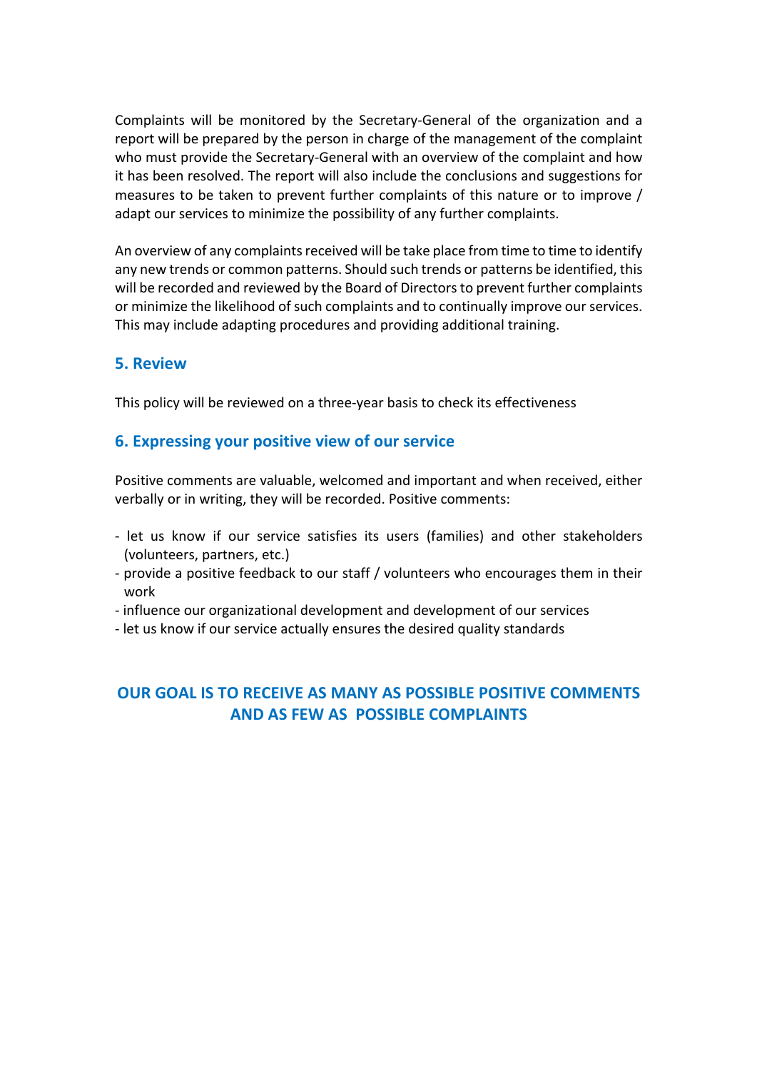Complaints will be monitored by the Secretary-General of the organization and a report will be prepared by the person in charge of the management of the complaint who must provide the Secretary-General with an overview of the complaint and how it has been resolved. The report will also include the conclusions and suggestions for measures to be taken to prevent further complaints of this nature or to improve / adapt our services to minimize the possibility of any further complaints.

An overview of any complaints received will be take place from time to time to identify any new trends or common patterns. Should such trends or patterns be identified, this will be recorded and reviewed by the Board of Directors to prevent further complaints or minimize the likelihood of such complaints and to continually improve our services. This may include adapting procedures and providing additional training.

## 5. Review

This policy will be reviewed on a three-year basis to check its effectiveness

## 6. Expressing your positive view of our service

Positive comments are valuable, welcomed and important and when received, either verbally or in writing, they will be recorded. Positive comments:

- let us know if our service satisfies its users (families) and other stakeholders (volunteers, partners, etc.)
- provide a positive feedback to our staff / volunteers who encourages them in their work
- influence our organizational development and development of our services
- let us know if our service actually ensures the desired quality standards

**OUR GOAL IS TO RECEIVE AS MANY AS POSSIBLE POSITIVE COMMENTS AND AS FEW AS POSSIBLE COMPLAINTS**